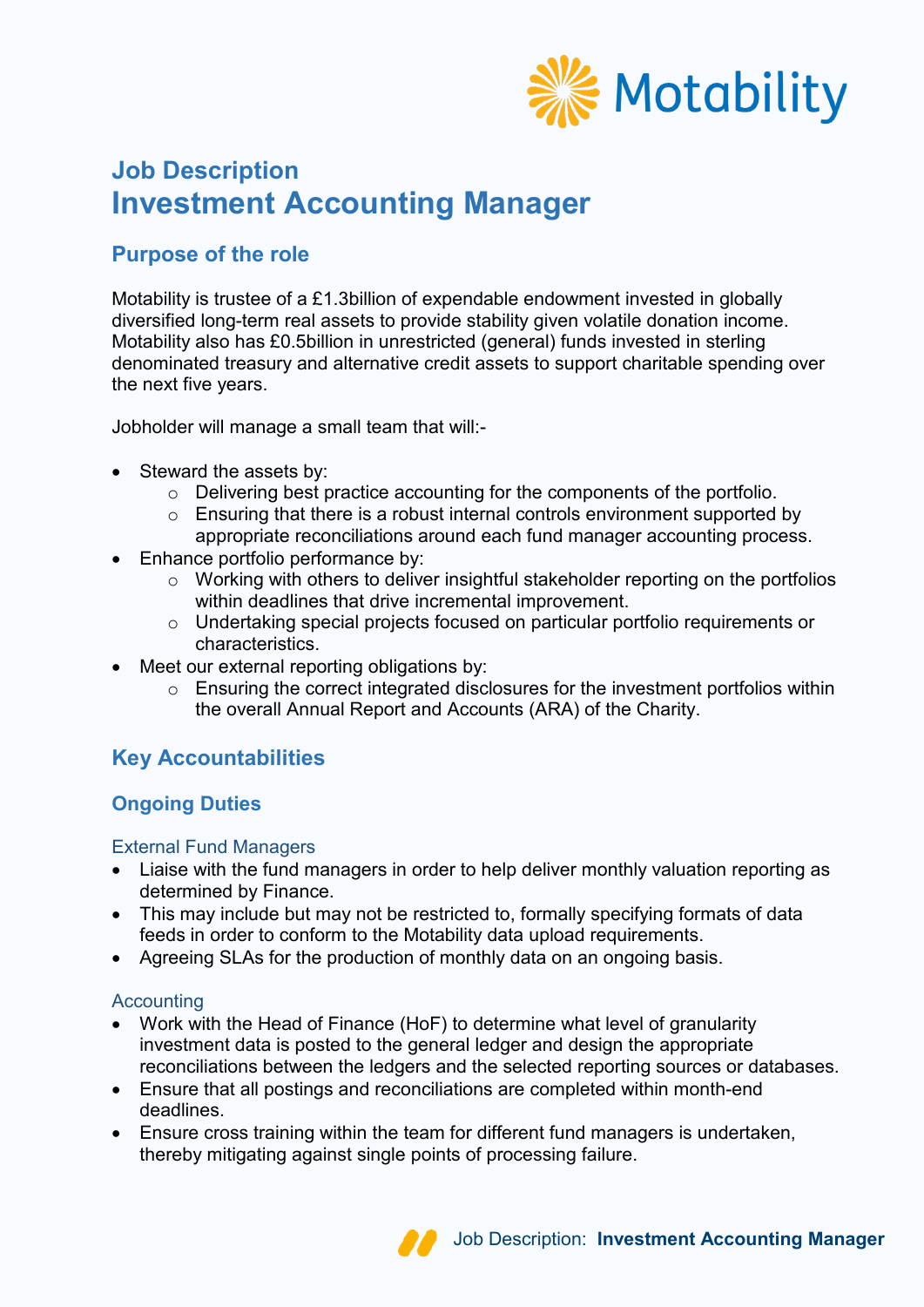# Job Description
# Investment Accounting Manager

## Purpose of the role

Motability is trustee of a £1.3billion of expendable endowment invested in globally diversified long-term real assets to provide stability given volatile donation income. Motability also has £0.5billion in unrestricted (general) funds invested in sterling denominated treasury and alternative credit assets to support charitable spending over the next five years.

Jobholder will manage a small team that will:-

- Steward the assets by:
  - Delivering best practice accounting for the components of the portfolio.
  - Ensuring that there is a robust internal controls environment supported by appropriate reconciliations around each fund manager accounting process.
- Enhance portfolio performance by:
  - Working with others to deliver insightful stakeholder reporting on the portfolios within deadlines that drive incremental improvement.
  - Undertaking special projects focused on particular portfolio requirements or characteristics.
- Meet our external reporting obligations by:
  - Ensuring the correct integrated disclosures for the investment portfolios within the overall Annual Report and Accounts (ARA) of the Charity.

## Key Accountabilities

### Ongoing Duties

#### External Fund Managers

- Liaise with the fund managers in order to help deliver monthly valuation reporting as determined by Finance.
- This may include but may not be restricted to, formally specifying formats of data feeds in order to conform to the Motability data upload requirements.
- Agreeing SLAs for the production of monthly data on an ongoing basis.

#### Accounting

- Work with the Head of Finance (HoF) to determine what level of granularity investment data is posted to the general ledger and design the appropriate reconciliations between the ledgers and the selected reporting sources or databases.
- Ensure that all postings and reconciliations are completed within month-end deadlines.
- Ensure cross training within the team for different fund managers is undertaken, thereby mitigating against single points of processing failure.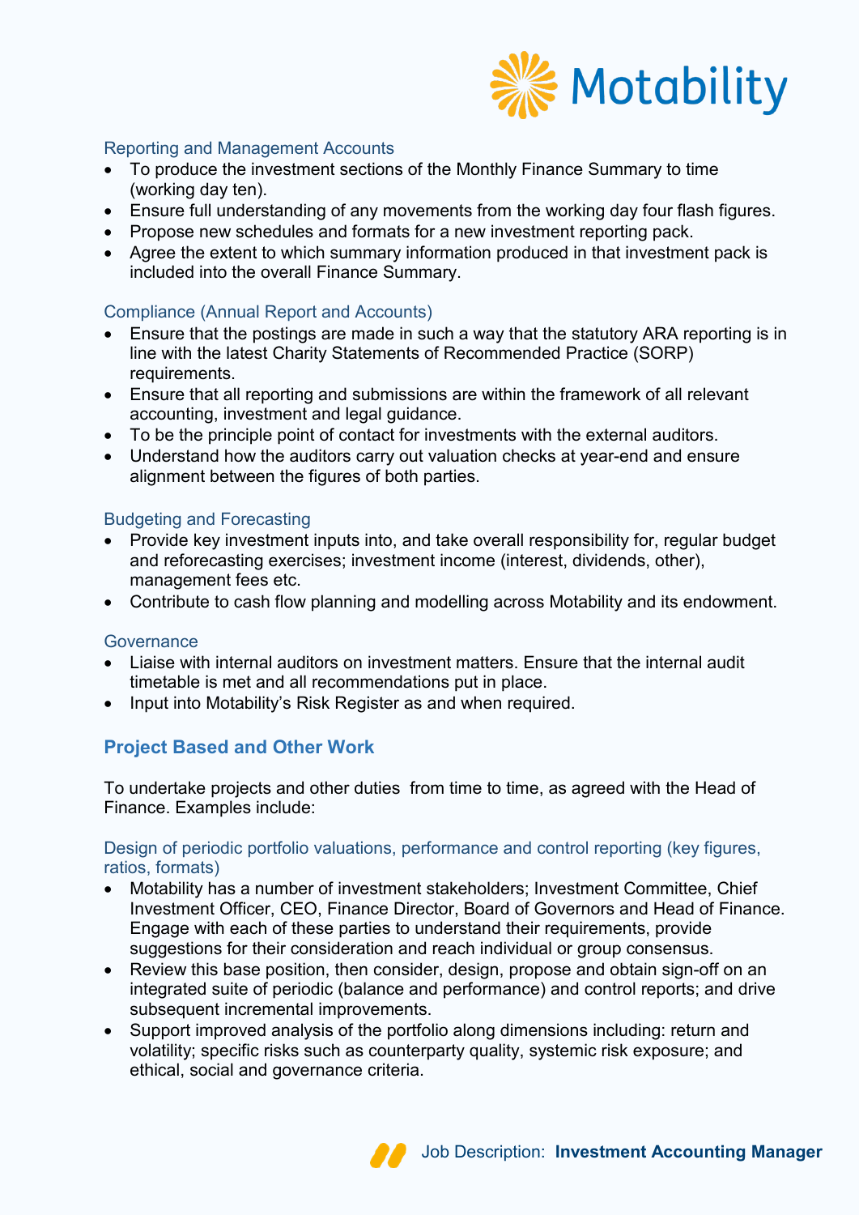### Reporting and Management Accounts

- To produce the investment sections of the Monthly Finance Summary to time (working day ten).
- Ensure full understanding of any movements from the working day four flash figures.
- Propose new schedules and formats for a new investment reporting pack.
- Agree the extent to which summary information produced in that investment pack is included into the overall Finance Summary.

### Compliance (Annual Report and Accounts)

- Ensure that the postings are made in such a way that the statutory ARA reporting is in line with the latest Charity Statements of Recommended Practice (SORP) requirements.
- Ensure that all reporting and submissions are within the framework of all relevant accounting, investment and legal guidance.
- To be the principle point of contact for investments with the external auditors.
- Understand how the auditors carry out valuation checks at year-end and ensure alignment between the figures of both parties.

### Budgeting and Forecasting

- Provide key investment inputs into, and take overall responsibility for, regular budget and reforecasting exercises; investment income (interest, dividends, other), management fees etc.
- Contribute to cash flow planning and modelling across Motability and its endowment.

### Governance

- Liaise with internal auditors on investment matters. Ensure that the internal audit timetable is met and all recommendations put in place.
- Input into Motability's Risk Register as and when required.

## Project Based and Other Work

To undertake projects and other duties from time to time, as agreed with the Head of Finance. Examples include:

### Design of periodic portfolio valuations, performance and control reporting (key figures, ratios, formats)

- Motability has a number of investment stakeholders; Investment Committee, Chief Investment Officer, CEO, Finance Director, Board of Governors and Head of Finance. Engage with each of these parties to understand their requirements, provide suggestions for their consideration and reach individual or group consensus.
- Review this base position, then consider, design, propose and obtain sign-off on an integrated suite of periodic (balance and performance) and control reports; and drive subsequent incremental improvements.
- Support improved analysis of the portfolio along dimensions including: return and volatility; specific risks such as counterparty quality, systemic risk exposure; and ethical, social and governance criteria.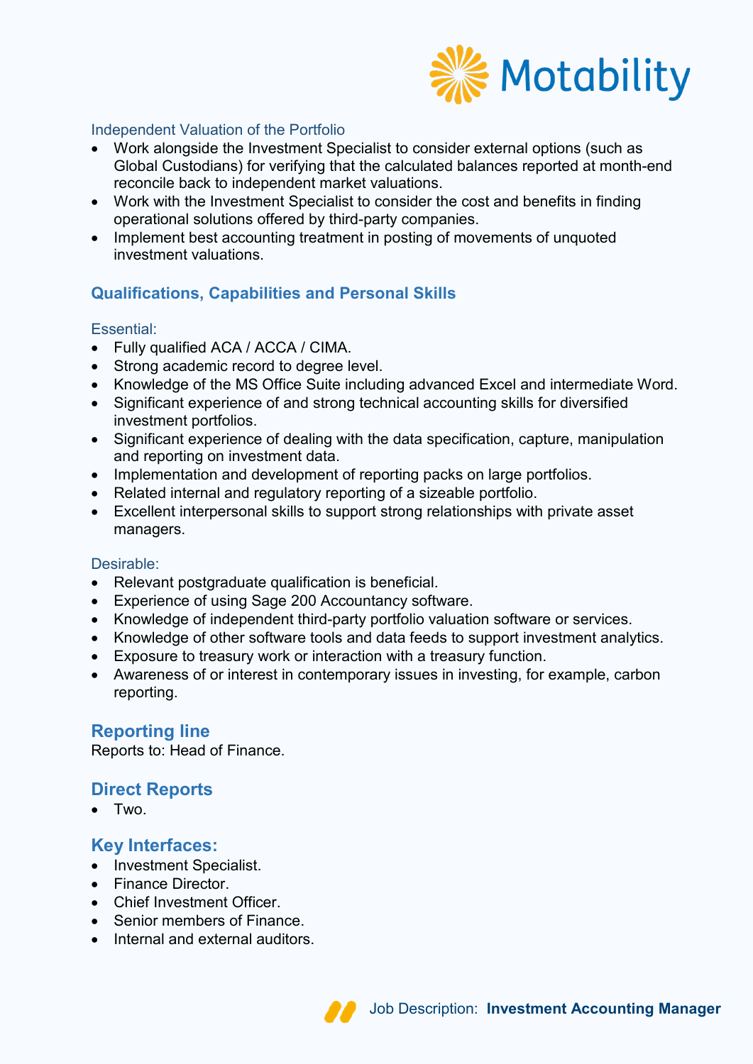### Independent Valuation of the Portfolio

- Work alongside the Investment Specialist to consider external options (such as Global Custodians) for verifying that the calculated balances reported at month-end reconcile back to independent market valuations.
- Work with the Investment Specialist to consider the cost and benefits in finding operational solutions offered by third-party companies.
- Implement best accounting treatment in posting of movements of unquoted investment valuations.

## Qualifications, Capabilities and Personal Skills

### Essential:

- Fully qualified ACA / ACCA / CIMA.
- Strong academic record to degree level.
- Knowledge of the MS Office Suite including advanced Excel and intermediate Word.
- Significant experience of and strong technical accounting skills for diversified investment portfolios.
- Significant experience of dealing with the data specification, capture, manipulation and reporting on investment data.
- Implementation and development of reporting packs on large portfolios.
- Related internal and regulatory reporting of a sizeable portfolio.
- Excellent interpersonal skills to support strong relationships with private asset managers.

### Desirable:

- Relevant postgraduate qualification is beneficial.
- Experience of using Sage 200 Accountancy software.
- Knowledge of independent third-party portfolio valuation software or services.
- Knowledge of other software tools and data feeds to support investment analytics.
- Exposure to treasury work or interaction with a treasury function.
- Awareness of or interest in contemporary issues in investing, for example, carbon reporting.

## Reporting line

Reports to: Head of Finance.

## Direct Reports

- Two.

## Key Interfaces:

- Investment Specialist.
- Finance Director.
- Chief Investment Officer.
- Senior members of Finance.
- Internal and external auditors.